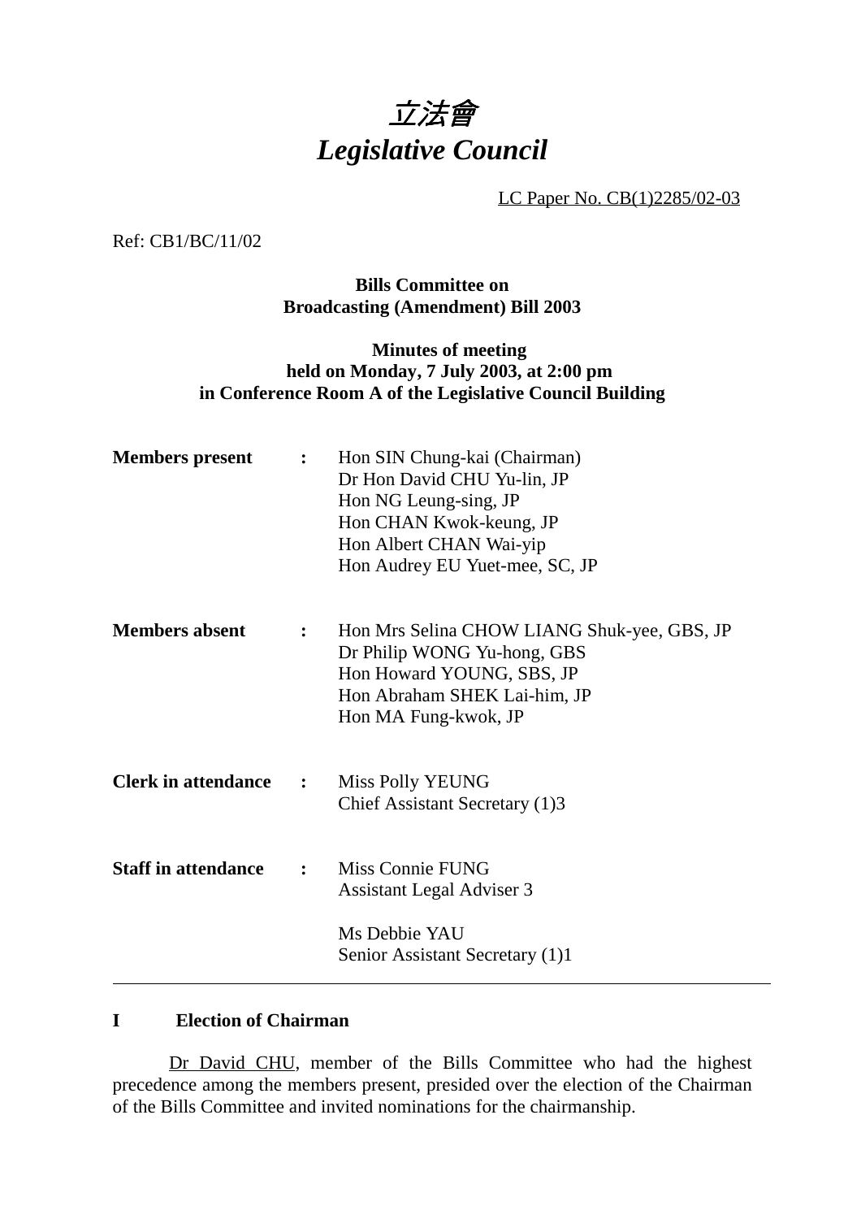# *立法會*
# *Legislative Council*

LC Paper No. CB(1)2285/02-03

Ref: CB1/BC/11/02

**Bills Committee on**
**Broadcasting (Amendment) Bill 2003**

**Minutes of meeting**
**held on Monday, 7 July 2003, at 2:00 pm**
**in Conference Room A of the Legislative Council Building**

**Members present** : Hon SIN Chung-kai (Chairman)
Dr Hon David CHU Yu-lin, JP
Hon NG Leung-sing, JP
Hon CHAN Kwok-keung, JP
Hon Albert CHAN Wai-yip
Hon Audrey EU Yuet-mee, SC, JP

**Members absent** : Hon Mrs Selina CHOW LIANG Shuk-yee, GBS, JP
Dr Philip WONG Yu-hong, GBS
Hon Howard YOUNG, SBS, JP
Hon Abraham SHEK Lai-him, JP
Hon MA Fung-kwok, JP

**Clerk in attendance** : Miss Polly YEUNG
Chief Assistant Secretary (1)3

**Staff in attendance** : Miss Connie FUNG
Assistant Legal Adviser 3

Ms Debbie YAU
Senior Assistant Secretary (1)1

---

## I Election of Chairman

Dr David CHU, member of the Bills Committee who had the highest precedence among the members present, presided over the election of the Chairman of the Bills Committee and invited nominations for the chairmanship.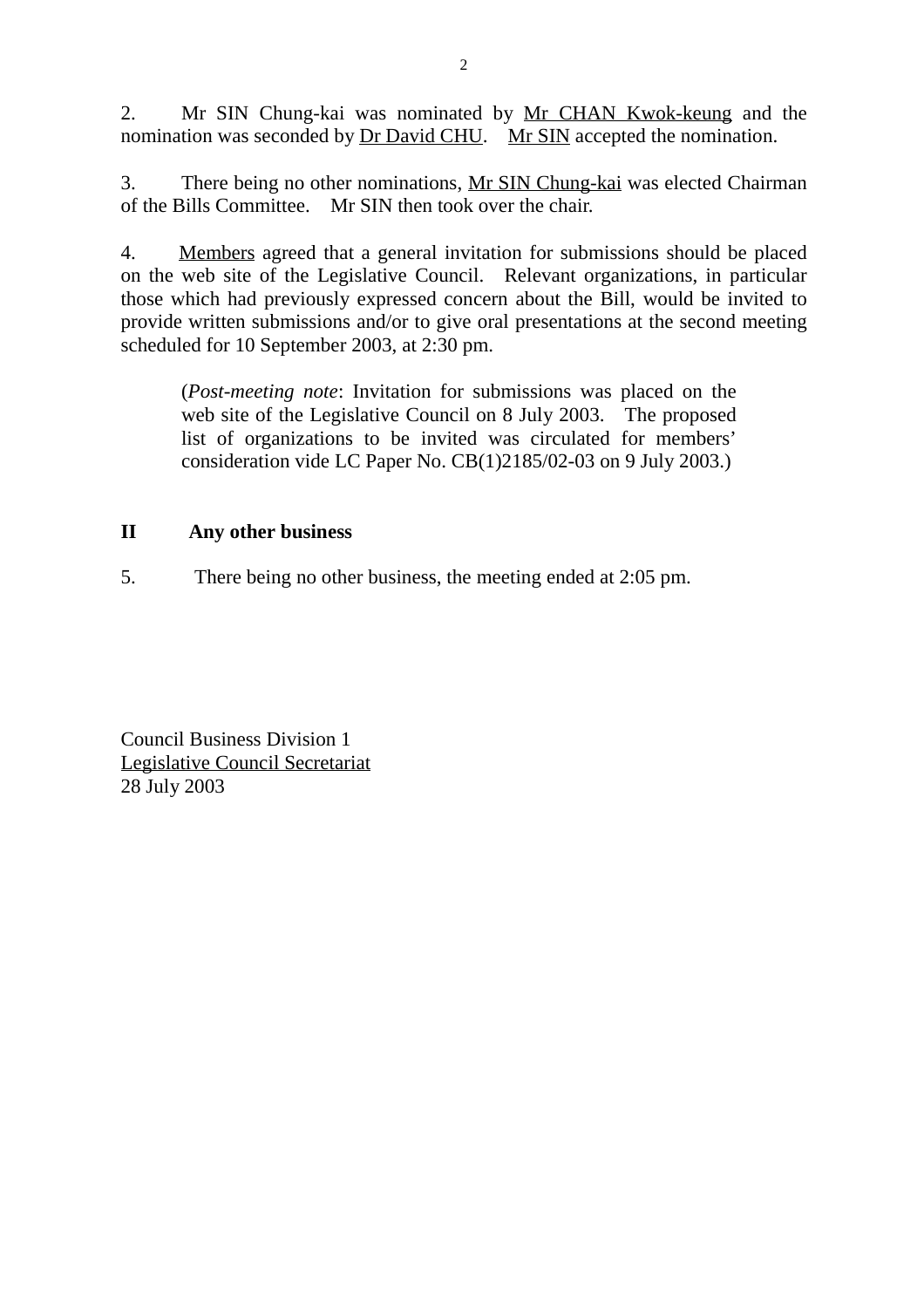2. Mr SIN Chung-kai was nominated by Mr CHAN Kwok-keung and the nomination was seconded by Dr David CHU. Mr SIN accepted the nomination.

3. There being no other nominations, Mr SIN Chung-kai was elected Chairman of the Bills Committee. Mr SIN then took over the chair.

4. Members agreed that a general invitation for submissions should be placed on the web site of the Legislative Council. Relevant organizations, in particular those which had previously expressed concern about the Bill, would be invited to provide written submissions and/or to give oral presentations at the second meeting scheduled for 10 September 2003, at 2:30 pm.

> (*Post-meeting note*: Invitation for submissions was placed on the web site of the Legislative Council on 8 July 2003. The proposed list of organizations to be invited was circulated for members' consideration vide LC Paper No. CB(1)2185/02-03 on 9 July 2003.)

## II Any other business

5. There being no other business, the meeting ended at 2:05 pm.

Council Business Division 1
Legislative Council Secretariat
28 July 2003